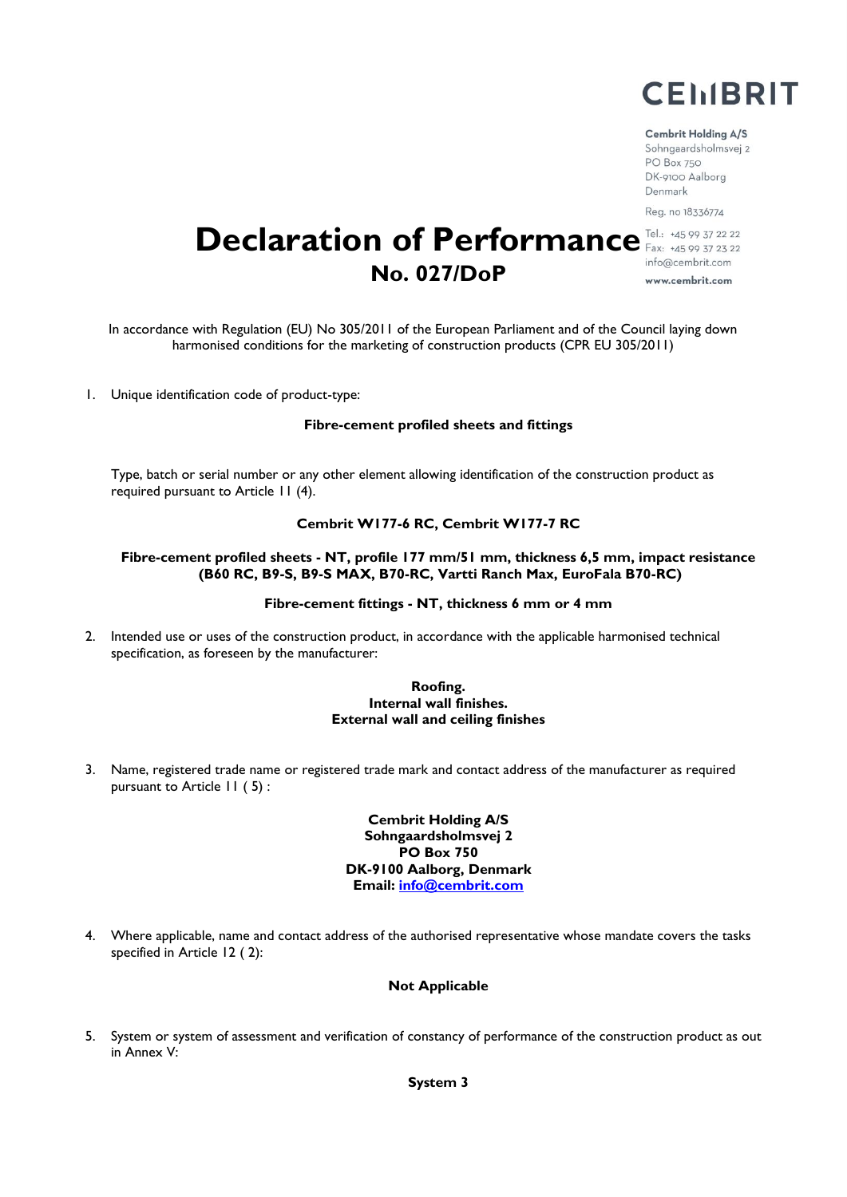CEMBRIT

Cembrit Holding A/S
Sohngaardsholmsvej 2
PO Box 750
DK-9100 Aalborg
Denmark

Reg. no 18336774

Tel.: +45 99 37 22 22
Fax: +45 99 37 23 22
info@cembrit.com
www.cembrit.com

# Declaration of Performance
## No. 027/DoP

In accordance with Regulation (EU) No 305/2011 of the European Parliament and of the Council laying down harmonised conditions for the marketing of construction products (CPR EU 305/2011)

1. Unique identification code of product-type:

   **Fibre-cement profiled sheets and fittings**

   Type, batch or serial number or any other element allowing identification of the construction product as required pursuant to Article 11 (4).

   **Cembrit W177-6 RC, Cembrit W177-7 RC**

   **Fibre-cement profiled sheets - NT, profile 177 mm/51 mm, thickness 6,5 mm, impact resistance (B60 RC, B9-S, B9-S MAX, B70-RC, Vartti Ranch Max, EuroFala B70-RC)**

   **Fibre-cement fittings - NT, thickness 6 mm or 4 mm**

2. Intended use or uses of the construction product, in accordance with the applicable harmonised technical specification, as foreseen by the manufacturer:

   **Roofing.**
   **Internal wall finishes.**
   **External wall and ceiling finishes**

3. Name, registered trade name or registered trade mark and contact address of the manufacturer as required pursuant to Article 11 ( 5) :

   **Cembrit Holding A/S**
   **Sohngaardsholmsvej 2**
   **PO Box 750**
   **DK-9100 Aalborg, Denmark**
   **Email: info@cembrit.com**

4. Where applicable, name and contact address of the authorised representative whose mandate covers the tasks specified in Article 12 ( 2):

   **Not Applicable**

5. System or system of assessment and verification of constancy of performance of the construction product as out in Annex V:

   **System 3**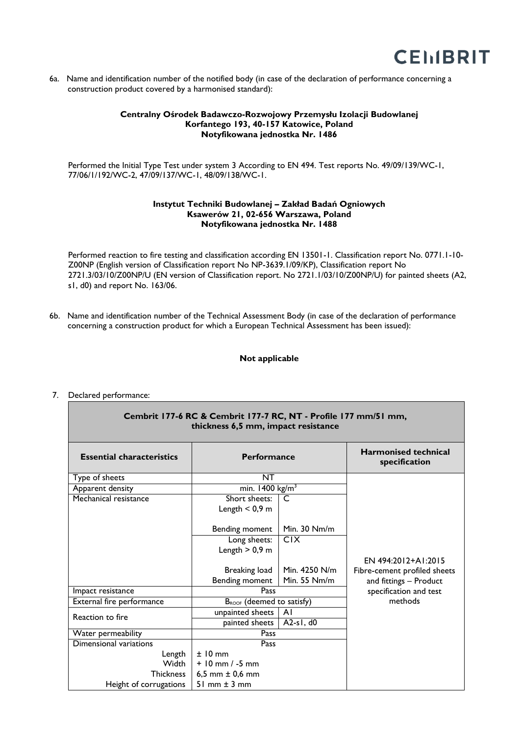6a. Name and identification number of the notified body (in case of the declaration of performance concerning a construction product covered by a harmonised standard):

**Centralny Ośrodek Badawczo-Rozwojowy Przemysłu Izolacji Budowlanej**
**Korfantego 193, 40-157 Katowice, Poland**
**Notyfikowana jednostka Nr. 1486**

Performed the Initial Type Test under system 3 According to EN 494. Test reports No. 49/09/139/WC-1, 77/06/1/192/WC-2, 47/09/137/WC-1, 48/09/138/WC-1.

**Instytut Techniki Budowlanej – Zakład Badań Ogniowych**
**Ksawerów 21, 02-656 Warszawa, Poland**
**Notyfikowana jednostka Nr. 1488**

Performed reaction to fire testing and classification according EN 13501-1. Classification report No. 0771.1-10-Z00NP (English version of Classification report No NP-3639.1/09/KP), Classification report No 2721.3/03/10/Z00NP/U (EN version of Classification report. No 2721.1/03/10/Z00NP/U) for painted sheets (A2, s1, d0) and report No. 163/06.

6b. Name and identification number of the Technical Assessment Body (in case of the declaration of performance concerning a construction product for which a European Technical Assessment has been issued):

**Not applicable**

7. Declared performance:

| **Cembrit 177-6 RC & Cembrit 177-7 RC, NT - Profile 177 mm/51 mm, thickness 6,5 mm, impact resistance** | | | |
|---|---|---|---|
| **Essential characteristics** | **Performance** | | **Harmonised technical specification** |
| Type of sheets | NT | | EN 494:2012+A1:2015 Fibre-cement profiled sheets and fittings – Product specification and test methods |
| Apparent density | min. 1400 kg/m³ | | |
| Mechanical resistance | Short sheets: Length < 0,9 m | C | |
| | Bending moment | Min. 30 Nm/m | |
| | Long sheets: Length > 0,9 m | C1X | |
| | Breaking load | Min. 4250 N/m | |
| | Bending moment | Min. 55 Nm/m | |
| Impact resistance | Pass | | |
| External fire performance | $B_{ROOF}$ (deemed to satisfy) | | |
| Reaction to fire | unpainted sheets | A1 | |
| | painted sheets | A2-s1, d0 | |
| Water permeability | Pass | | |
| Dimensional variations | Pass | | |
| Length | ± 10 mm | | |
| Width | + 10 mm / -5 mm | | |
| Thickness | 6,5 mm ± 0,6 mm | | |
| Height of corrugations | 51 mm ± 3 mm | | |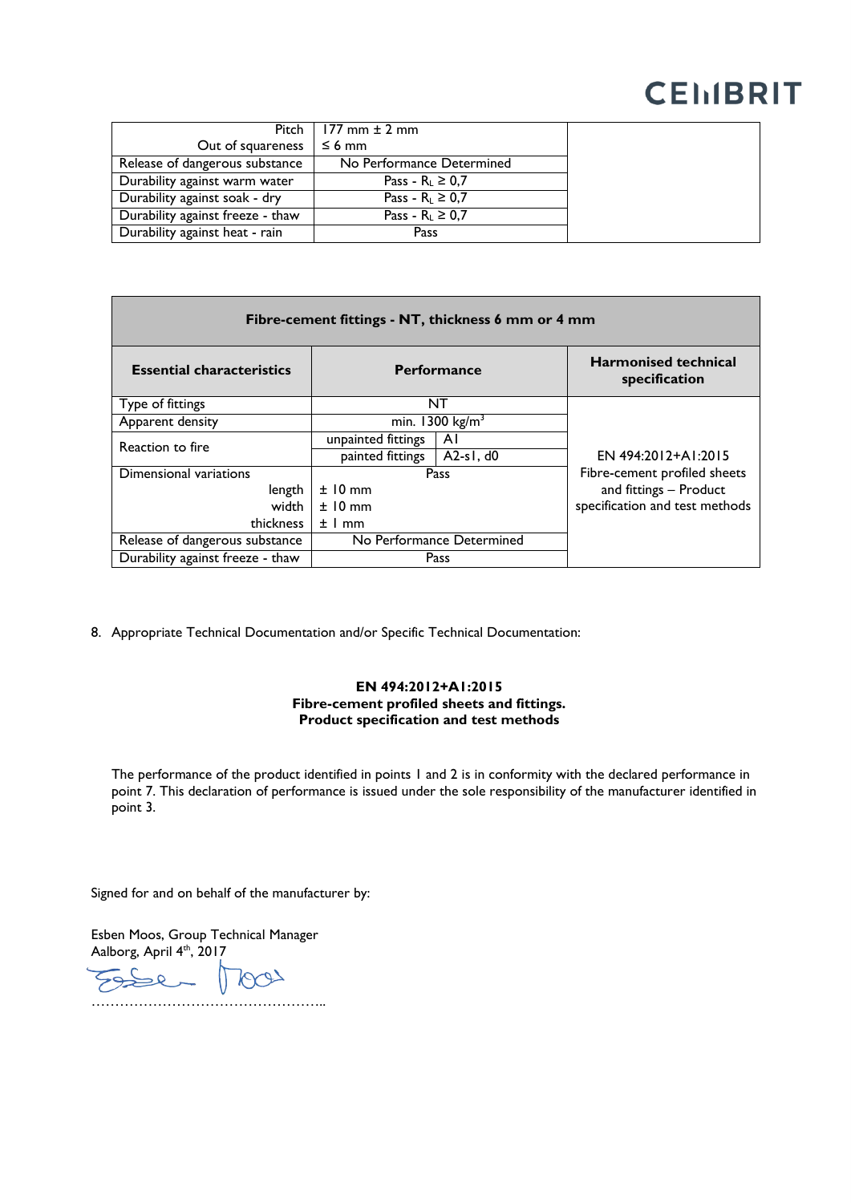| | | |
|---|---|---|
| Pitch | 177 mm ± 2 mm | |
| Out of squareness | ≤ 6 mm | |
| Release of dangerous substance | No Performance Determined | |
| Durability against warm water | Pass - $R_L \geq 0,7$ | |
| Durability against soak - dry | Pass - $R_L \geq 0,7$ | |
| Durability against freeze - thaw | Pass - $R_L \geq 0,7$ | |
| Durability against heat - rain | Pass | |

| Fibre-cement fittings - NT, thickness 6 mm or 4 mm | | | |
|---|---|---|---|
| **Essential characteristics** | **Performance** | | **Harmonised technical specification** |
| Type of fittings | NT | | EN 494:2012+A1:2015 Fibre-cement profiled sheets and fittings – Product specification and test methods |
| Apparent density | min. 1300 kg/m$^3$ | | |
| Reaction to fire | unpainted fittings | A1 | |
| | painted fittings | A2-s1, d0 | |
| Dimensional variations | Pass | | |
| length | ± 10 mm | | |
| width | ± 10 mm | | |
| thickness | ± 1 mm | | |
| Release of dangerous substance | No Performance Determined | | |
| Durability against freeze - thaw | Pass | | |

8. Appropriate Technical Documentation and/or Specific Technical Documentation:

**EN 494:2012+A1:2015**
**Fibre-cement profiled sheets and fittings.**
**Product specification and test methods**

The performance of the product identified in points 1 and 2 is in conformity with the declared performance in point 7. This declaration of performance is issued under the sole responsibility of the manufacturer identified in point 3.

Signed for and on behalf of the manufacturer by:

Esben Moos, Group Technical Manager
Aalborg, April 4th, 2017

…………………………………………..